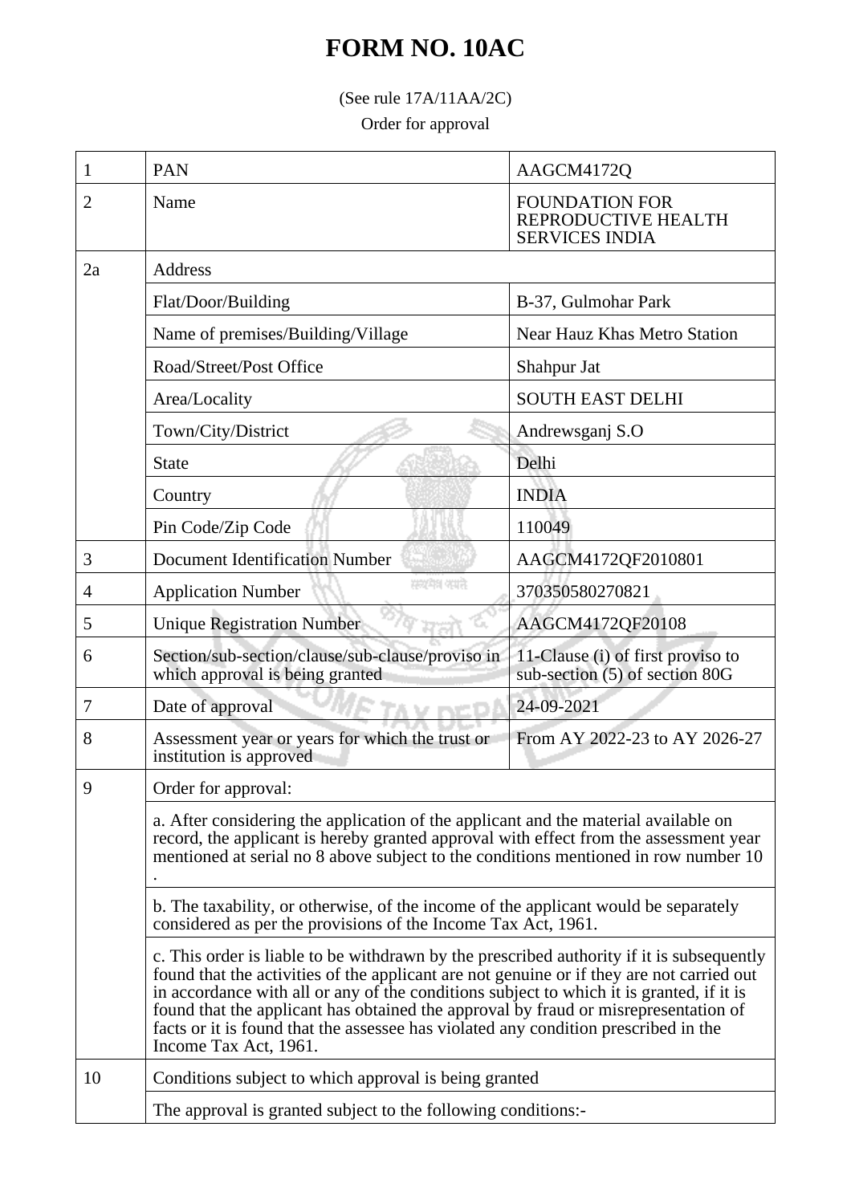# FORM NO. 10AC

(See rule 17A/11AA/2C)

Order for approval

| | | |
|---|---|---|
| 1 | PAN | AAGCM4172Q |
| 2 | Name | FOUNDATION FOR REPRODUCTIVE HEALTH SERVICES INDIA |
| 2a | Address | |
| | Flat/Door/Building | B-37, Gulmohar Park |
| | Name of premises/Building/Village | Near Hauz Khas Metro Station |
| | Road/Street/Post Office | Shahpur Jat |
| | Area/Locality | SOUTH EAST DELHI |
| | Town/City/District | Andrewsganj S.O |
| | State | Delhi |
| | Country | INDIA |
| | Pin Code/Zip Code | 110049 |
| 3 | Document Identification Number | AAGCM4172QF2010801 |
| 4 | Application Number | 370350580270821 |
| 5 | Unique Registration Number | AAGCM4172QF20108 |
| 6 | Section/sub-section/clause/sub-clause/proviso in which approval is being granted | 11-Clause (i) of first proviso to sub-section (5) of section 80G |
| 7 | Date of approval | 24-09-2021 |
| 8 | Assessment year or years for which the trust or institution is approved | From AY 2022-23 to AY 2026-27 |
| 9 | Order for approval: | |
| | a. After considering the application of the applicant and the material available on record, the applicant is hereby granted approval with effect from the assessment year mentioned at serial no 8 above subject to the conditions mentioned in row number 10 . | |
| | b. The taxability, or otherwise, of the income of the applicant would be separately considered as per the provisions of the Income Tax Act, 1961. | |
| | c. This order is liable to be withdrawn by the prescribed authority if it is subsequently found that the activities of the applicant are not genuine or if they are not carried out in accordance with all or any of the conditions subject to which it is granted, if it is found that the applicant has obtained the approval by fraud or misrepresentation of facts or it is found that the assessee has violated any condition prescribed in the Income Tax Act, 1961. | |
| 10 | Conditions subject to which approval is being granted | |
| | The approval is granted subject to the following conditions:- | |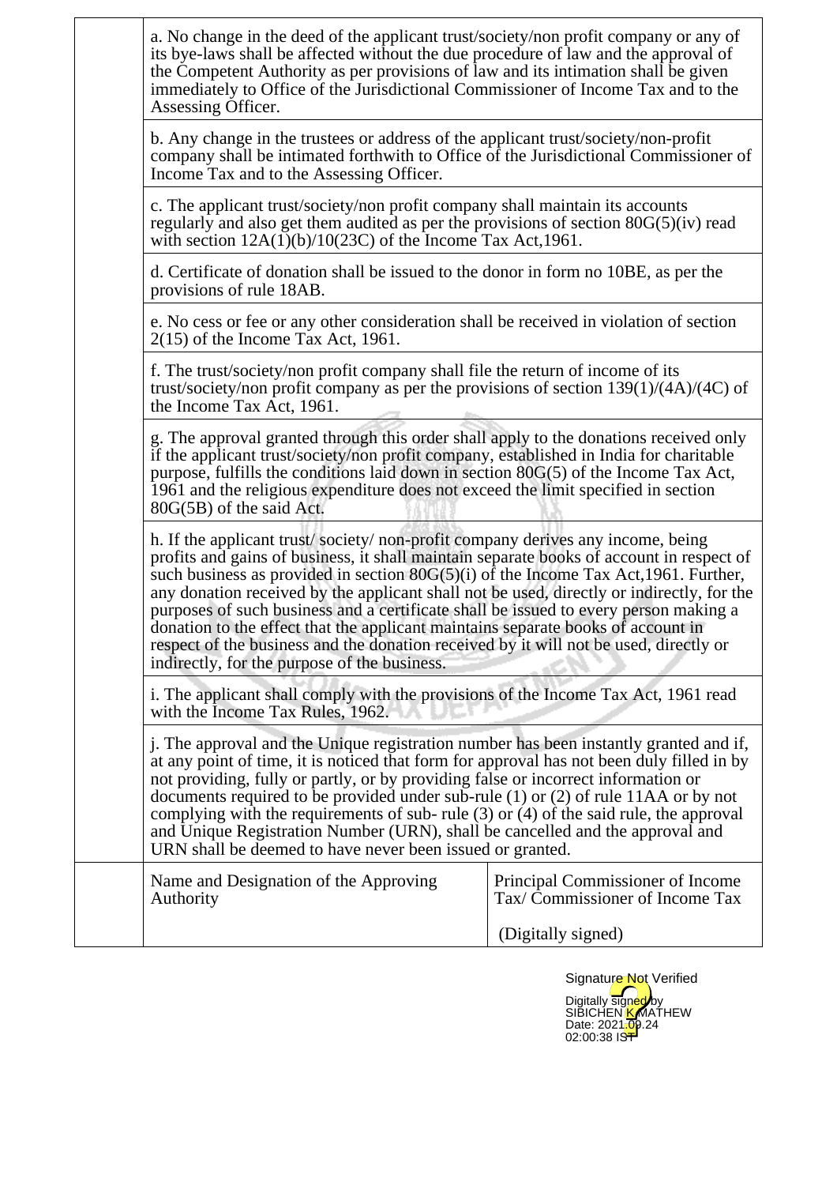| | |
|---|---|
| | a. No change in the deed of the applicant trust/society/non profit company or any of its bye-laws shall be affected without the due procedure of law and the approval of the Competent Authority as per provisions of law and its intimation shall be given immediately to Office of the Jurisdictional Commissioner of Income Tax and to the Assessing Officer. |
| | b. Any change in the trustees or address of the applicant trust/society/non-profit company shall be intimated forthwith to Office of the Jurisdictional Commissioner of Income Tax and to the Assessing Officer. |
| | c. The applicant trust/society/non profit company shall maintain its accounts regularly and also get them audited as per the provisions of section 80G(5)(iv) read with section 12A(1)(b)/10(23C) of the Income Tax Act,1961. |
| | d. Certificate of donation shall be issued to the donor in form no 10BE, as per the provisions of rule 18AB. |
| | e. No cess or fee or any other consideration shall be received in violation of section 2(15) of the Income Tax Act, 1961. |
| | f. The trust/society/non profit company shall file the return of income of its trust/society/non profit company as per the provisions of section 139(1)/(4A)/(4C) of the Income Tax Act, 1961. |
| | g. The approval granted through this order shall apply to the donations received only if the applicant trust/society/non profit company, established in India for charitable purpose, fulfills the conditions laid down in section 80G(5) of the Income Tax Act, 1961 and the religious expenditure does not exceed the limit specified in section 80G(5B) of the said Act. |
| | h. If the applicant trust/ society/ non-profit company derives any income, being profits and gains of business, it shall maintain separate books of account in respect of such business as provided in section 80G(5)(i) of the Income Tax Act,1961. Further, any donation received by the applicant shall not be used, directly or indirectly, for the purposes of such business and a certificate shall be issued to every person making a donation to the effect that the applicant maintains separate books of account in respect of the business and the donation received by it will not be used, directly or indirectly, for the purpose of the business. |
| | i. The applicant shall comply with the provisions of the Income Tax Act, 1961 read with the Income Tax Rules, 1962. |
| | j. The approval and the Unique registration number has been instantly granted and if, at any point of time, it is noticed that form for approval has not been duly filled in by not providing, fully or partly, or by providing false or incorrect information or documents required to be provided under sub-rule (1) or (2) of rule 11AA or by not complying with the requirements of sub- rule (3) or (4) of the said rule, the approval and Unique Registration Number (URN), shall be cancelled and the approval and URN shall be deemed to have never been issued or granted. |

| | | |
|---|---|---|
| | Name and Designation of the Approving Authority | Principal Commissioner of Income Tax/ Commissioner of Income Tax |
| | | (Digitally signed) |

Signature Not Verified
Digitally signed by SIBICHEN K MATHEW
Date: 2021.09.24 02:00:38 IST